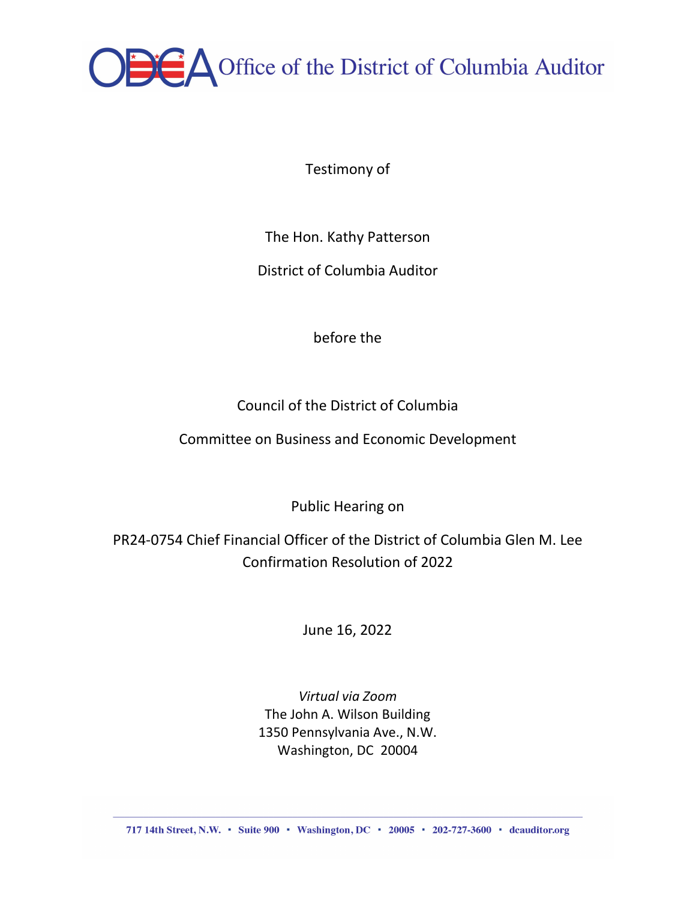# Office of the District of Columbia Auditor

Testimony of

The Hon. Kathy Patterson

District of Columbia Auditor

before the

Council of the District of Columbia

Committee on Business and Economic Development

Public Hearing on

PR24-0754 Chief Financial Officer of the District of Columbia Glen M. Lee Confirmation Resolution of 2022

June 16, 2022

*Virtual via Zoom*
The John A. Wilson Building
1350 Pennsylvania Ave., N.W.
Washington, DC 20004

717 14th Street, N.W. ▪ Suite 900 ▪ Washington, DC ▪ 20005 ▪ 202-727-3600 ▪ dcauditor.org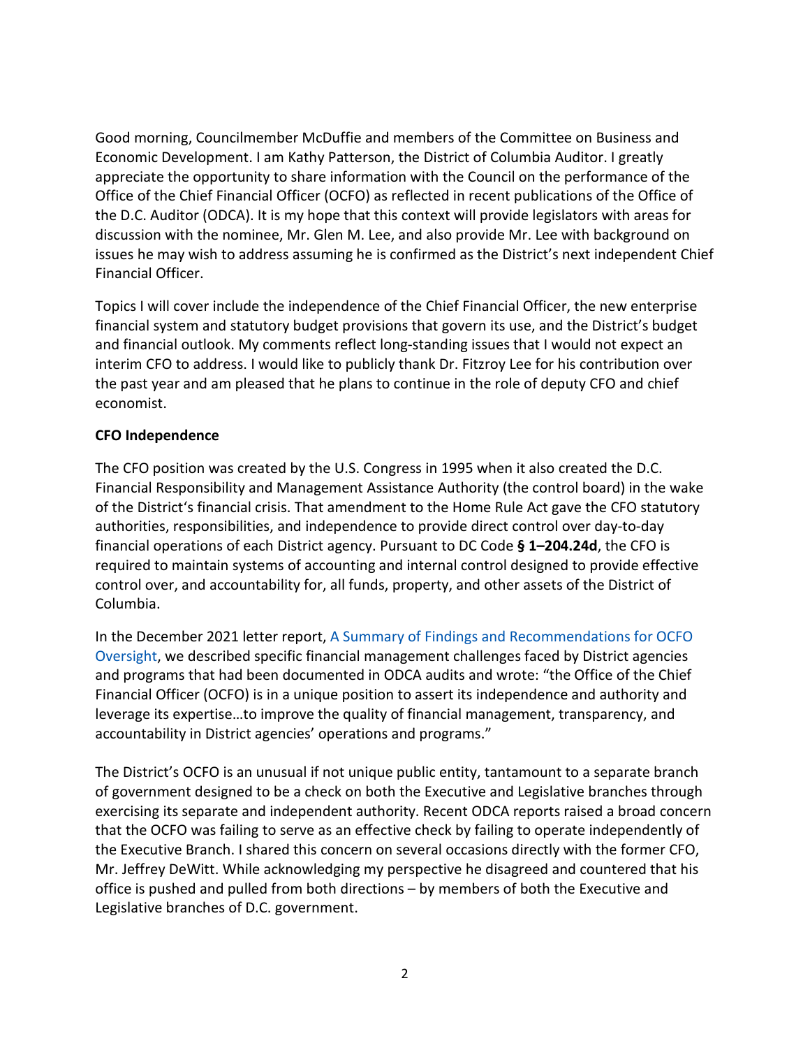Good morning, Councilmember McDuffie and members of the Committee on Business and Economic Development. I am Kathy Patterson, the District of Columbia Auditor. I greatly appreciate the opportunity to share information with the Council on the performance of the Office of the Chief Financial Officer (OCFO) as reflected in recent publications of the Office of the D.C. Auditor (ODCA). It is my hope that this context will provide legislators with areas for discussion with the nominee, Mr. Glen M. Lee, and also provide Mr. Lee with background on issues he may wish to address assuming he is confirmed as the District's next independent Chief Financial Officer.

Topics I will cover include the independence of the Chief Financial Officer, the new enterprise financial system and statutory budget provisions that govern its use, and the District's budget and financial outlook. My comments reflect long-standing issues that I would not expect an interim CFO to address. I would like to publicly thank Dr. Fitzroy Lee for his contribution over the past year and am pleased that he plans to continue in the role of deputy CFO and chief economist.

**CFO Independence**

The CFO position was created by the U.S. Congress in 1995 when it also created the D.C. Financial Responsibility and Management Assistance Authority (the control board) in the wake of the District's financial crisis. That amendment to the Home Rule Act gave the CFO statutory authorities, responsibilities, and independence to provide direct control over day-to-day financial operations of each District agency. Pursuant to DC Code **§ 1–204.24d**, the CFO is required to maintain systems of accounting and internal control designed to provide effective control over, and accountability for, all funds, property, and other assets of the District of Columbia.

In the December 2021 letter report, A Summary of Findings and Recommendations for OCFO Oversight, we described specific financial management challenges faced by District agencies and programs that had been documented in ODCA audits and wrote: "the Office of the Chief Financial Officer (OCFO) is in a unique position to assert its independence and authority and leverage its expertise…to improve the quality of financial management, transparency, and accountability in District agencies' operations and programs."

The District's OCFO is an unusual if not unique public entity, tantamount to a separate branch of government designed to be a check on both the Executive and Legislative branches through exercising its separate and independent authority. Recent ODCA reports raised a broad concern that the OCFO was failing to serve as an effective check by failing to operate independently of the Executive Branch. I shared this concern on several occasions directly with the former CFO, Mr. Jeffrey DeWitt. While acknowledging my perspective he disagreed and countered that his office is pushed and pulled from both directions – by members of both the Executive and Legislative branches of D.C. government.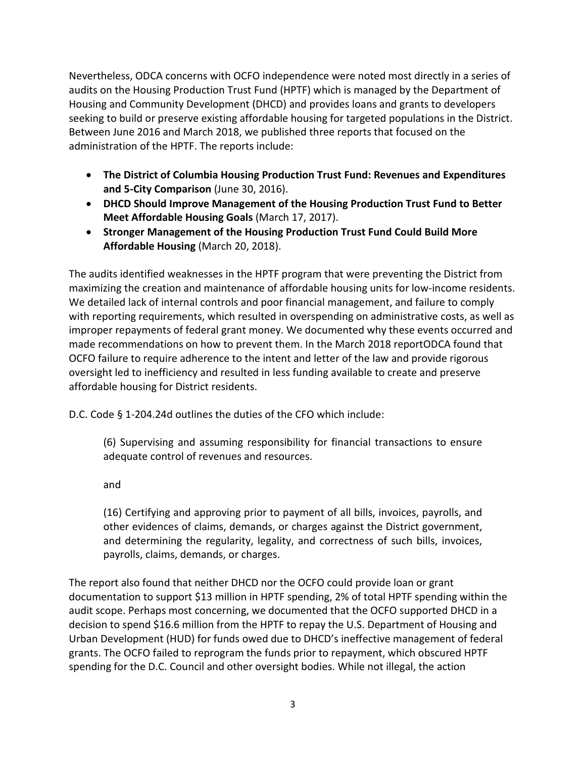Nevertheless, ODCA concerns with OCFO independence were noted most directly in a series of audits on the Housing Production Trust Fund (HPTF) which is managed by the Department of Housing and Community Development (DHCD) and provides loans and grants to developers seeking to build or preserve existing affordable housing for targeted populations in the District. Between June 2016 and March 2018, we published three reports that focused on the administration of the HPTF. The reports include:

- **The District of Columbia Housing Production Trust Fund: Revenues and Expenditures and 5-City Comparison** (June 30, 2016).
- **DHCD Should Improve Management of the Housing Production Trust Fund to Better Meet Affordable Housing Goals** (March 17, 2017).
- **Stronger Management of the Housing Production Trust Fund Could Build More Affordable Housing** (March 20, 2018).

The audits identified weaknesses in the HPTF program that were preventing the District from maximizing the creation and maintenance of affordable housing units for low-income residents. We detailed lack of internal controls and poor financial management, and failure to comply with reporting requirements, which resulted in overspending on administrative costs, as well as improper repayments of federal grant money. We documented why these events occurred and made recommendations on how to prevent them. In the March 2018 reportODCA found that OCFO failure to require adherence to the intent and letter of the law and provide rigorous oversight led to inefficiency and resulted in less funding available to create and preserve affordable housing for District residents.

D.C. Code § 1-204.24d outlines the duties of the CFO which include:

> (6) Supervising and assuming responsibility for financial transactions to ensure adequate control of revenues and resources.
>
> and
>
> (16) Certifying and approving prior to payment of all bills, invoices, payrolls, and other evidences of claims, demands, or charges against the District government, and determining the regularity, legality, and correctness of such bills, invoices, payrolls, claims, demands, or charges.

The report also found that neither DHCD nor the OCFO could provide loan or grant documentation to support $13 million in HPTF spending, 2% of total HPTF spending within the audit scope. Perhaps most concerning, we documented that the OCFO supported DHCD in a decision to spend $16.6 million from the HPTF to repay the U.S. Department of Housing and Urban Development (HUD) for funds owed due to DHCD's ineffective management of federal grants. The OCFO failed to reprogram the funds prior to repayment, which obscured HPTF spending for the D.C. Council and other oversight bodies. While not illegal, the action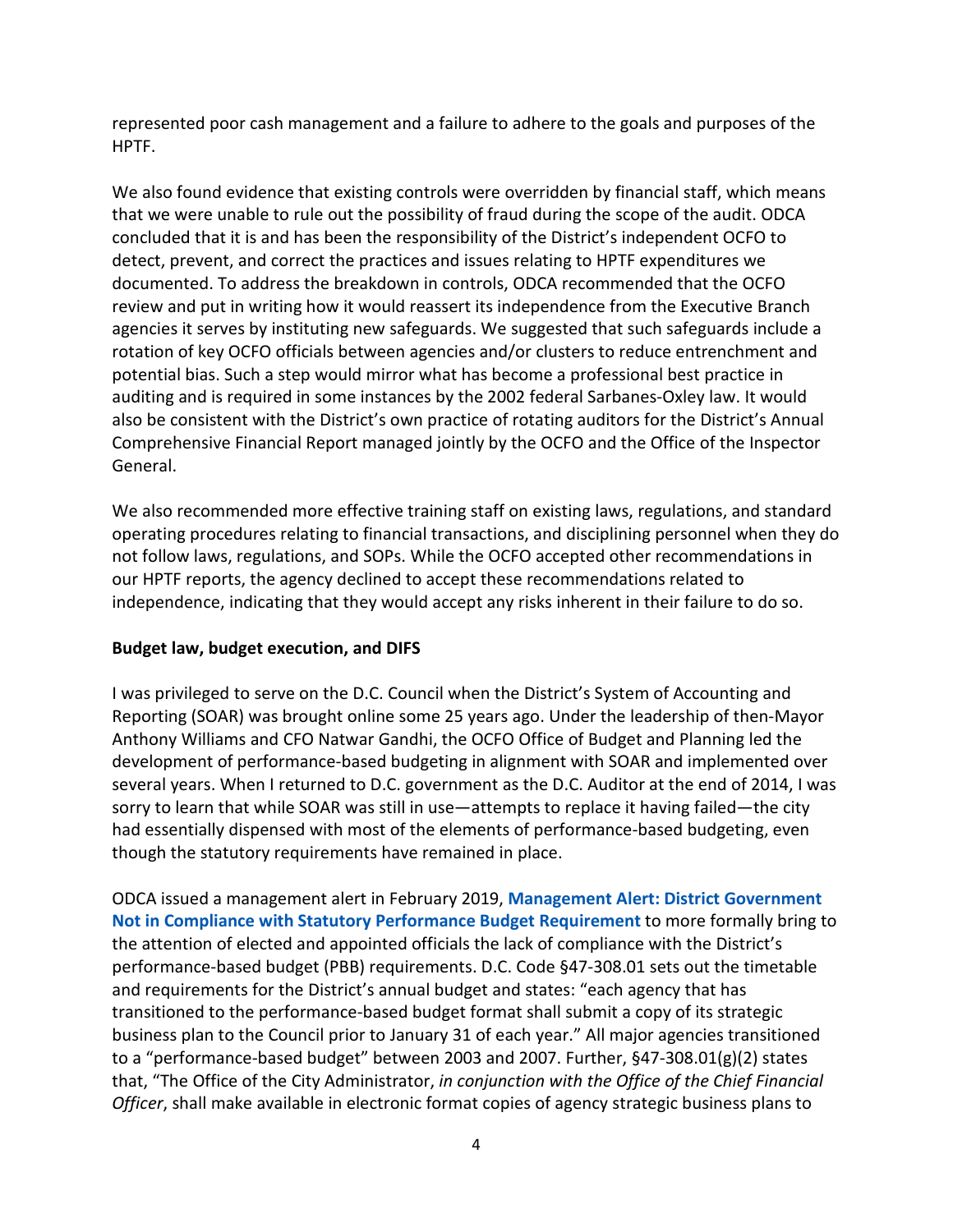represented poor cash management and a failure to adhere to the goals and purposes of the HPTF.

We also found evidence that existing controls were overridden by financial staff, which means that we were unable to rule out the possibility of fraud during the scope of the audit. ODCA concluded that it is and has been the responsibility of the District's independent OCFO to detect, prevent, and correct the practices and issues relating to HPTF expenditures we documented. To address the breakdown in controls, ODCA recommended that the OCFO review and put in writing how it would reassert its independence from the Executive Branch agencies it serves by instituting new safeguards. We suggested that such safeguards include a rotation of key OCFO officials between agencies and/or clusters to reduce entrenchment and potential bias. Such a step would mirror what has become a professional best practice in auditing and is required in some instances by the 2002 federal Sarbanes-Oxley law. It would also be consistent with the District's own practice of rotating auditors for the District's Annual Comprehensive Financial Report managed jointly by the OCFO and the Office of the Inspector General.

We also recommended more effective training staff on existing laws, regulations, and standard operating procedures relating to financial transactions, and disciplining personnel when they do not follow laws, regulations, and SOPs. While the OCFO accepted other recommendations in our HPTF reports, the agency declined to accept these recommendations related to independence, indicating that they would accept any risks inherent in their failure to do so.

**Budget law, budget execution, and DIFS**

I was privileged to serve on the D.C. Council when the District's System of Accounting and Reporting (SOAR) was brought online some 25 years ago. Under the leadership of then-Mayor Anthony Williams and CFO Natwar Gandhi, the OCFO Office of Budget and Planning led the development of performance-based budgeting in alignment with SOAR and implemented over several years. When I returned to D.C. government as the D.C. Auditor at the end of 2014, I was sorry to learn that while SOAR was still in use—attempts to replace it having failed—the city had essentially dispensed with most of the elements of performance-based budgeting, even though the statutory requirements have remained in place.

ODCA issued a management alert in February 2019, **Management Alert: District Government Not in Compliance with Statutory Performance Budget Requirement** to more formally bring to the attention of elected and appointed officials the lack of compliance with the District's performance-based budget (PBB) requirements. D.C. Code §47-308.01 sets out the timetable and requirements for the District's annual budget and states: "each agency that has transitioned to the performance-based budget format shall submit a copy of its strategic business plan to the Council prior to January 31 of each year." All major agencies transitioned to a "performance-based budget" between 2003 and 2007. Further, §47-308.01(g)(2) states that, "The Office of the City Administrator, *in conjunction with the Office of the Chief Financial Officer*, shall make available in electronic format copies of agency strategic business plans to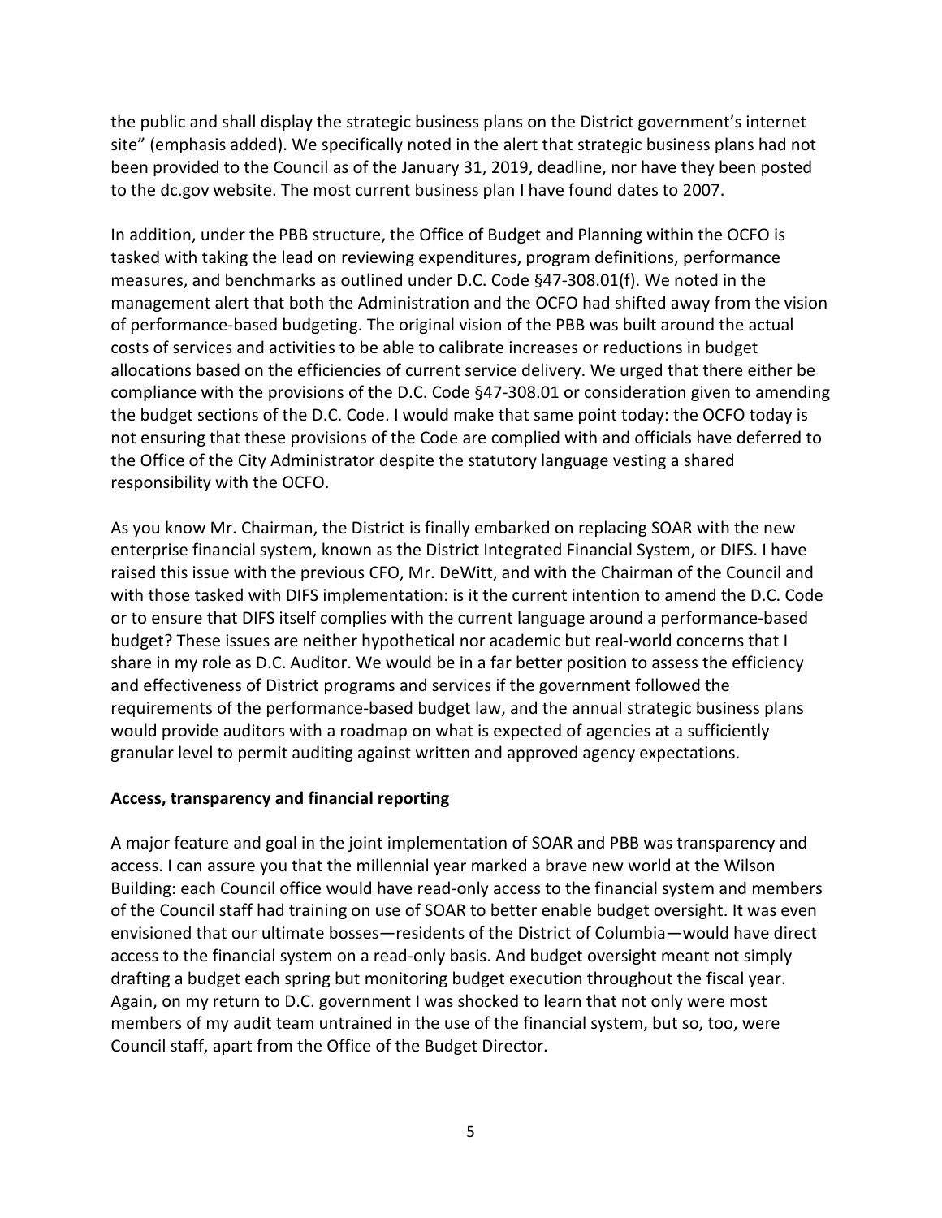the public and shall display the strategic business plans on the District government's internet site" (emphasis added). We specifically noted in the alert that strategic business plans had not been provided to the Council as of the January 31, 2019, deadline, nor have they been posted to the dc.gov website. The most current business plan I have found dates to 2007.

In addition, under the PBB structure, the Office of Budget and Planning within the OCFO is tasked with taking the lead on reviewing expenditures, program definitions, performance measures, and benchmarks as outlined under D.C. Code §47-308.01(f). We noted in the management alert that both the Administration and the OCFO had shifted away from the vision of performance-based budgeting. The original vision of the PBB was built around the actual costs of services and activities to be able to calibrate increases or reductions in budget allocations based on the efficiencies of current service delivery. We urged that there either be compliance with the provisions of the D.C. Code §47-308.01 or consideration given to amending the budget sections of the D.C. Code. I would make that same point today: the OCFO today is not ensuring that these provisions of the Code are complied with and officials have deferred to the Office of the City Administrator despite the statutory language vesting a shared responsibility with the OCFO.

As you know Mr. Chairman, the District is finally embarked on replacing SOAR with the new enterprise financial system, known as the District Integrated Financial System, or DIFS. I have raised this issue with the previous CFO, Mr. DeWitt, and with the Chairman of the Council and with those tasked with DIFS implementation: is it the current intention to amend the D.C. Code or to ensure that DIFS itself complies with the current language around a performance-based budget? These issues are neither hypothetical nor academic but real-world concerns that I share in my role as D.C. Auditor. We would be in a far better position to assess the efficiency and effectiveness of District programs and services if the government followed the requirements of the performance-based budget law, and the annual strategic business plans would provide auditors with a roadmap on what is expected of agencies at a sufficiently granular level to permit auditing against written and approved agency expectations.

**Access, transparency and financial reporting**

A major feature and goal in the joint implementation of SOAR and PBB was transparency and access. I can assure you that the millennial year marked a brave new world at the Wilson Building: each Council office would have read-only access to the financial system and members of the Council staff had training on use of SOAR to better enable budget oversight. It was even envisioned that our ultimate bosses—residents of the District of Columbia—would have direct access to the financial system on a read-only basis. And budget oversight meant not simply drafting a budget each spring but monitoring budget execution throughout the fiscal year. Again, on my return to D.C. government I was shocked to learn that not only were most members of my audit team untrained in the use of the financial system, but so, too, were Council staff, apart from the Office of the Budget Director.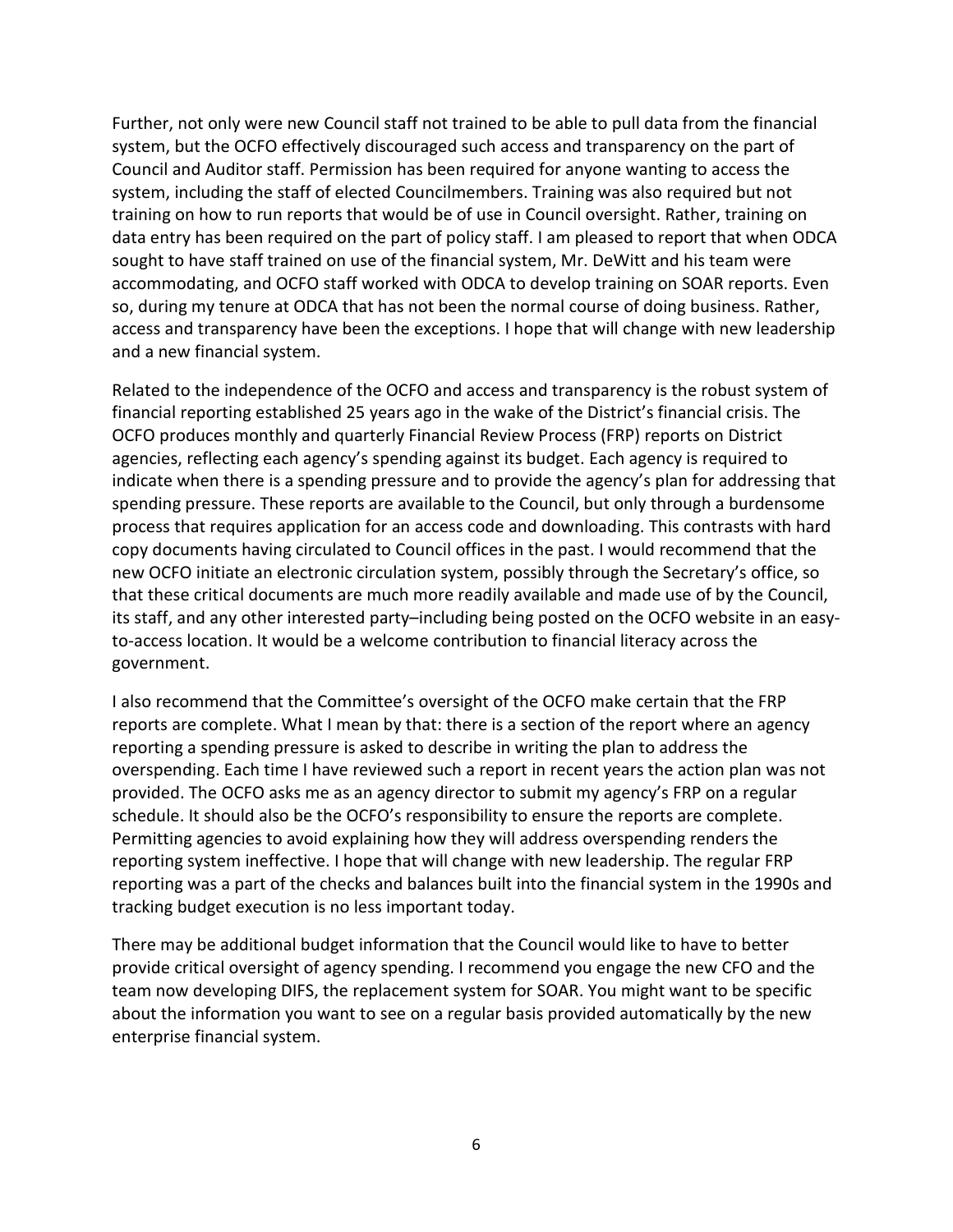Further, not only were new Council staff not trained to be able to pull data from the financial system, but the OCFO effectively discouraged such access and transparency on the part of Council and Auditor staff. Permission has been required for anyone wanting to access the system, including the staff of elected Councilmembers. Training was also required but not training on how to run reports that would be of use in Council oversight. Rather, training on data entry has been required on the part of policy staff. I am pleased to report that when ODCA sought to have staff trained on use of the financial system, Mr. DeWitt and his team were accommodating, and OCFO staff worked with ODCA to develop training on SOAR reports. Even so, during my tenure at ODCA that has not been the normal course of doing business. Rather, access and transparency have been the exceptions. I hope that will change with new leadership and a new financial system.

Related to the independence of the OCFO and access and transparency is the robust system of financial reporting established 25 years ago in the wake of the District's financial crisis. The OCFO produces monthly and quarterly Financial Review Process (FRP) reports on District agencies, reflecting each agency's spending against its budget. Each agency is required to indicate when there is a spending pressure and to provide the agency's plan for addressing that spending pressure. These reports are available to the Council, but only through a burdensome process that requires application for an access code and downloading. This contrasts with hard copy documents having circulated to Council offices in the past. I would recommend that the new OCFO initiate an electronic circulation system, possibly through the Secretary's office, so that these critical documents are much more readily available and made use of by the Council, its staff, and any other interested party–including being posted on the OCFO website in an easy-to-access location. It would be a welcome contribution to financial literacy across the government.

I also recommend that the Committee's oversight of the OCFO make certain that the FRP reports are complete. What I mean by that: there is a section of the report where an agency reporting a spending pressure is asked to describe in writing the plan to address the overspending. Each time I have reviewed such a report in recent years the action plan was not provided. The OCFO asks me as an agency director to submit my agency's FRP on a regular schedule. It should also be the OCFO's responsibility to ensure the reports are complete. Permitting agencies to avoid explaining how they will address overspending renders the reporting system ineffective. I hope that will change with new leadership. The regular FRP reporting was a part of the checks and balances built into the financial system in the 1990s and tracking budget execution is no less important today.

There may be additional budget information that the Council would like to have to better provide critical oversight of agency spending. I recommend you engage the new CFO and the team now developing DIFS, the replacement system for SOAR. You might want to be specific about the information you want to see on a regular basis provided automatically by the new enterprise financial system.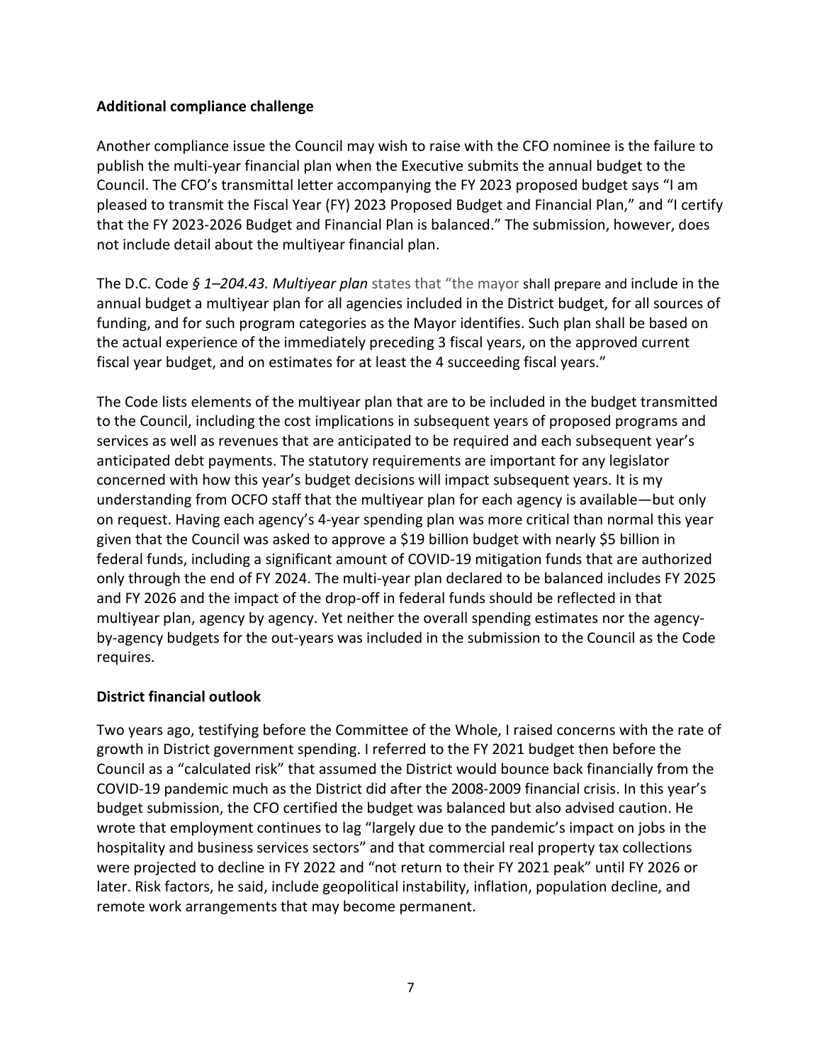**Additional compliance challenge**

Another compliance issue the Council may wish to raise with the CFO nominee is the failure to publish the multi-year financial plan when the Executive submits the annual budget to the Council. The CFO's transmittal letter accompanying the FY 2023 proposed budget says "I am pleased to transmit the Fiscal Year (FY) 2023 Proposed Budget and Financial Plan," and "I certify that the FY 2023-2026 Budget and Financial Plan is balanced." The submission, however, does not include detail about the multiyear financial plan.

The D.C. Code *§ 1–204.43. Multiyear plan* states that "the mayor shall prepare and include in the annual budget a multiyear plan for all agencies included in the District budget, for all sources of funding, and for such program categories as the Mayor identifies. Such plan shall be based on the actual experience of the immediately preceding 3 fiscal years, on the approved current fiscal year budget, and on estimates for at least the 4 succeeding fiscal years."

The Code lists elements of the multiyear plan that are to be included in the budget transmitted to the Council, including the cost implications in subsequent years of proposed programs and services as well as revenues that are anticipated to be required and each subsequent year's anticipated debt payments. The statutory requirements are important for any legislator concerned with how this year's budget decisions will impact subsequent years. It is my understanding from OCFO staff that the multiyear plan for each agency is available—but only on request. Having each agency's 4-year spending plan was more critical than normal this year given that the Council was asked to approve a $19 billion budget with nearly $5 billion in federal funds, including a significant amount of COVID-19 mitigation funds that are authorized only through the end of FY 2024. The multi-year plan declared to be balanced includes FY 2025 and FY 2026 and the impact of the drop-off in federal funds should be reflected in that multiyear plan, agency by agency. Yet neither the overall spending estimates nor the agency-by-agency budgets for the out-years was included in the submission to the Council as the Code requires.

**District financial outlook**

Two years ago, testifying before the Committee of the Whole, I raised concerns with the rate of growth in District government spending. I referred to the FY 2021 budget then before the Council as a "calculated risk" that assumed the District would bounce back financially from the COVID-19 pandemic much as the District did after the 2008-2009 financial crisis. In this year's budget submission, the CFO certified the budget was balanced but also advised caution. He wrote that employment continues to lag "largely due to the pandemic's impact on jobs in the hospitality and business services sectors" and that commercial real property tax collections were projected to decline in FY 2022 and "not return to their FY 2021 peak" until FY 2026 or later. Risk factors, he said, include geopolitical instability, inflation, population decline, and remote work arrangements that may become permanent.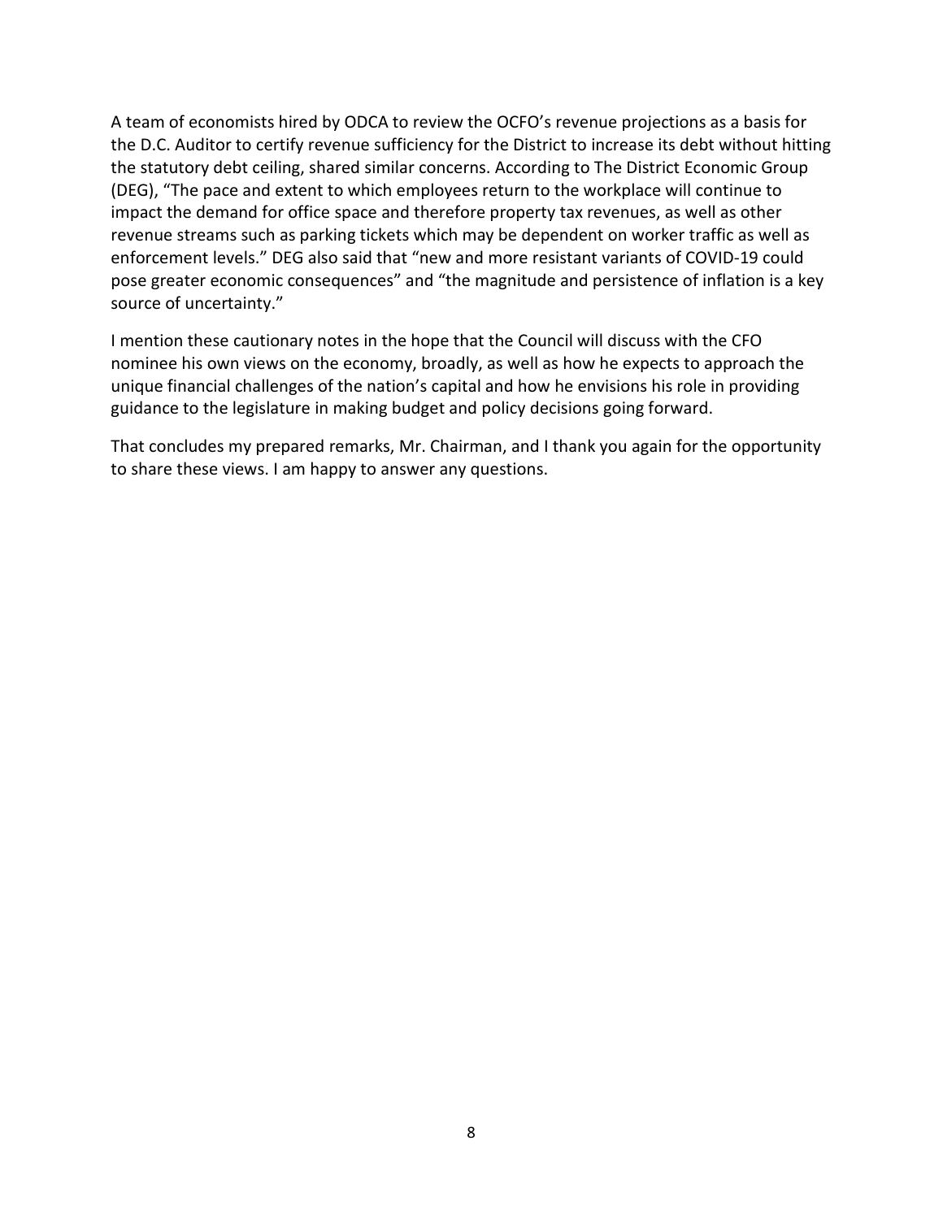A team of economists hired by ODCA to review the OCFO's revenue projections as a basis for the D.C. Auditor to certify revenue sufficiency for the District to increase its debt without hitting the statutory debt ceiling, shared similar concerns. According to The District Economic Group (DEG), "The pace and extent to which employees return to the workplace will continue to impact the demand for office space and therefore property tax revenues, as well as other revenue streams such as parking tickets which may be dependent on worker traffic as well as enforcement levels." DEG also said that "new and more resistant variants of COVID-19 could pose greater economic consequences" and "the magnitude and persistence of inflation is a key source of uncertainty."

I mention these cautionary notes in the hope that the Council will discuss with the CFO nominee his own views on the economy, broadly, as well as how he expects to approach the unique financial challenges of the nation's capital and how he envisions his role in providing guidance to the legislature in making budget and policy decisions going forward.

That concludes my prepared remarks, Mr. Chairman, and I thank you again for the opportunity to share these views. I am happy to answer any questions.